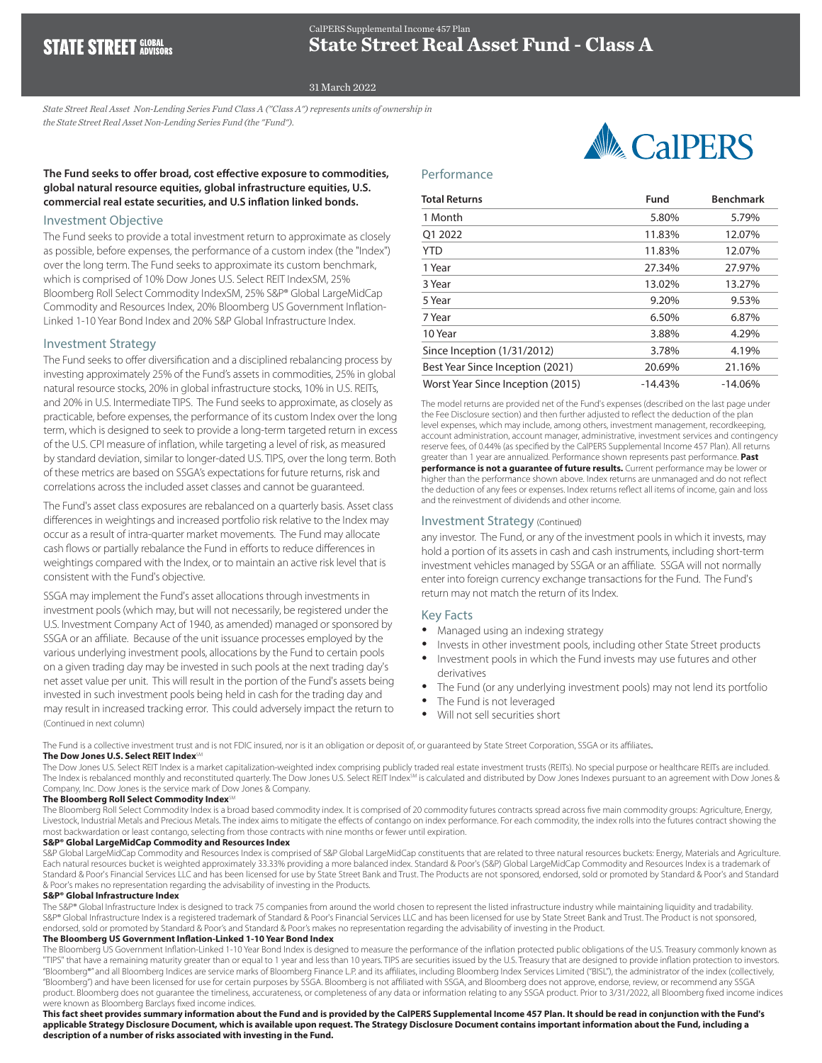CalPERS Supplemental Income 457 Plan

# State Street Real Asset Fund - Class A

31 March 2022

*State Street Real Asset Non-Lending Series Fund Class A ("Class A") represents units of ownership in the State Street Real Asset Non-Lending Series Fund (the "Fund").*

**The Fund seeks to offer broad, cost effective exposure to commodities, global natural resource equities, global infrastructure equities, U.S. commercial real estate securities, and U.S inflation linked bonds.**

## Investment Objective

The Fund seeks to provide a total investment return to approximate as closely as possible, before expenses, the performance of a custom index (the "Index") over the long term. The Fund seeks to approximate its custom benchmark, which is comprised of 10% Dow Jones U.S. Select REIT IndexSM, 25% Bloomberg Roll Select Commodity IndexSM, 25% S&P® Global LargeMidCap Commodity and Resources Index, 20% Bloomberg US Government Inflation-Linked 1-10 Year Bond Index and 20% S&P Global Infrastructure Index.

## Investment Strategy

The Fund seeks to offer diversification and a disciplined rebalancing process by investing approximately 25% of the Fund's assets in commodities, 25% in global natural resource stocks, 20% in global infrastructure stocks, 10% in U.S. REITs, and 20% in U.S. Intermediate TIPS. The Fund seeks to approximate, as closely as practicable, before expenses, the performance of its custom Index over the long term, which is designed to seek to provide a long-term targeted return in excess of the U.S. CPI measure of inflation, while targeting a level of risk, as measured by standard deviation, similar to longer-dated U.S. TIPS, over the long term. Both of these metrics are based on SSGA's expectations for future returns, risk and correlations across the included asset classes and cannot be guaranteed.

The Fund's asset class exposures are rebalanced on a quarterly basis. Asset class differences in weightings and increased portfolio risk relative to the Index may occur as a result of intra-quarter market movements. The Fund may allocate cash flows or partially rebalance the Fund in efforts to reduce differences in weightings compared with the Index, or to maintain an active risk level that is consistent with the Fund's objective.

SSGA may implement the Fund's asset allocations through investments in investment pools (which may, but will not necessarily, be registered under the U.S. Investment Company Act of 1940, as amended) managed or sponsored by SSGA or an affiliate. Because of the unit issuance processes employed by the various underlying investment pools, allocations by the Fund to certain pools on a given trading day may be invested in such pools at the next trading day's net asset value per unit. This will result in the portion of the Fund's assets being invested in such investment pools being held in cash for the trading day and may result in increased tracking error. This could adversely impact the return to any investor. The Fund, or any of the investment pools in which it invests, may hold a portion of its assets in cash and cash instruments, including short-term investment vehicles managed by SSGA or an affiliate. SSGA will not normally enter into foreign currency exchange transactions for the Fund. The Fund's return may not match the return of its Index.

## Performance

| Total Returns | Fund | Benchmark |
|---|---|---|
| 1 Month | 5.80% | 5.79% |
| Q1 2022 | 11.83% | 12.07% |
| YTD | 11.83% | 12.07% |
| 1 Year | 27.34% | 27.97% |
| 3 Year | 13.02% | 13.27% |
| 5 Year | 9.20% | 9.53% |
| 7 Year | 6.50% | 6.87% |
| 10 Year | 3.88% | 4.29% |
| Since Inception (1/31/2012) | 3.78% | 4.19% |
| Best Year Since Inception (2021) | 20.69% | 21.16% |
| Worst Year Since Inception (2015) | -14.43% | -14.06% |

The model returns are provided net of the Fund's expenses (described on the last page under the Fee Disclosure section) and then further adjusted to reflect the deduction of the plan level expenses, which may include, among others, investment management, recordkeeping, account administration, account manager, administrative, investment services and contingency reserve fees, of 0.44% (as specified by the CalPERS Supplemental Income 457 Plan). All returns greater than 1 year are annualized. Performance shown represents past performance. **Past performance is not a guarantee of future results.** Current performance may be lower or higher than the performance shown above. Index returns are unmanaged and do not reflect the deduction of any fees or expenses. Index returns reflect all items of income, gain and loss and the reinvestment of dividends and other income.

## Key Facts

- Managed using an indexing strategy
- Invests in other investment pools, including other State Street products
- Investment pools in which the Fund invests may use futures and other derivatives
- The Fund (or any underlying investment pools) may not lend its portfolio
- The Fund is not leveraged
- Will not sell securities short

The Fund is a collective investment trust and is not FDIC insured, nor is it an obligation or deposit of, or guaranteed by State Street Corporation, SSGA or its affiliates.

**The Dow Jones U.S. Select REIT IndexSM**

The Dow Jones U.S. Select REIT Index is a market capitalization-weighted index comprising publicly traded real estate investment trusts (REITs). No special purpose or healthcare REITs are included. The Index is rebalanced monthly and reconstituted quarterly. The Dow Jones U.S. Select REIT IndexSM is calculated and distributed by Dow Jones Indexes pursuant to an agreement with Dow Jones & Company, Inc. Dow Jones is the service mark of Dow Jones & Company.

**The Bloomberg Roll Select Commodity IndexSM**

The Bloomberg Roll Select Commodity Index is a broad based commodity index. It is comprised of 20 commodity futures contracts spread across five main commodity groups: Agriculture, Energy, Livestock, Industrial Metals and Precious Metals. The index aims to mitigate the effects of contango on index performance. For each commodity, the index rolls into the futures contract showing the most backwardation or least contango, selecting from those contracts with nine months or fewer until expiration.

**S&P® Global LargeMidCap Commodity and Resources Index**

S&P Global LargeMidCap Commodity and Resources Index is comprised of S&P Global LargeMidCap constituents that are related to three natural resources buckets: Energy, Materials and Agriculture. Each natural resources bucket is weighted approximately 33.33% providing a more balanced index. Standard & Poor's (S&P) Global LargeMidCap Commodity and Resources Index is a trademark of Standard & Poor's Financial Services LLC and has been licensed for use by State Street Bank and Trust. The Products are not sponsored, endorsed, sold or promoted by Standard & Poor's and Standard & Poor's makes no representation regarding the advisability of investing in the Products.

**S&P® Global Infrastructure Index**

The S&P® Global Infrastructure Index is designed to track 75 companies from around the world chosen to represent the listed infrastructure industry while maintaining liquidity and tradability. S&P® Global Infrastructure Index is a registered trademark of Standard & Poor's Financial Services LLC and has been licensed for use by State Street Bank and Trust. The Product is not sponsored, endorsed, sold or promoted by Standard & Poor's and Standard & Poor's makes no representation regarding the advisability of investing in the Product.

**The Bloomberg US Government Inflation-Linked 1-10 Year Bond Index**

The Bloomberg US Government Inflation-Linked 1-10 Year Bond Index is designed to measure the performance of the inflation protected public obligations of the U.S. Treasury commonly known as "TIPS" that have a remaining maturity greater than or equal to 1 year and less than 10 years. TIPS are securities issued by the U.S. Treasury that are designed to provide inflation protection to investors. "Bloomberg®" and all Bloomberg Indices are service marks of Bloomberg Finance L.P. and its affiliates, including Bloomberg Index Services Limited ("BISL"), the administrator of the index (collectively, "Bloomberg") and have been licensed for use for certain purposes by SSGA. Bloomberg is not affiliated with SSGA, and Bloomberg does not approve, endorse, review, or recommend any SSGA product. Bloomberg does not guarantee the timeliness, accurateness, or completeness of any data or information relating to any SSGA product. Prior to 3/31/2022, all Bloomberg fixed income indices were known as Bloomberg Barclays fixed income indices.

**This fact sheet provides summary information about the Fund and is provided by the CalPERS Supplemental Income 457 Plan. It should be read in conjunction with the Fund's applicable Strategy Disclosure Document, which is available upon request. The Strategy Disclosure Document contains important information about the Fund, including a description of a number of risks associated with investing in the Fund.**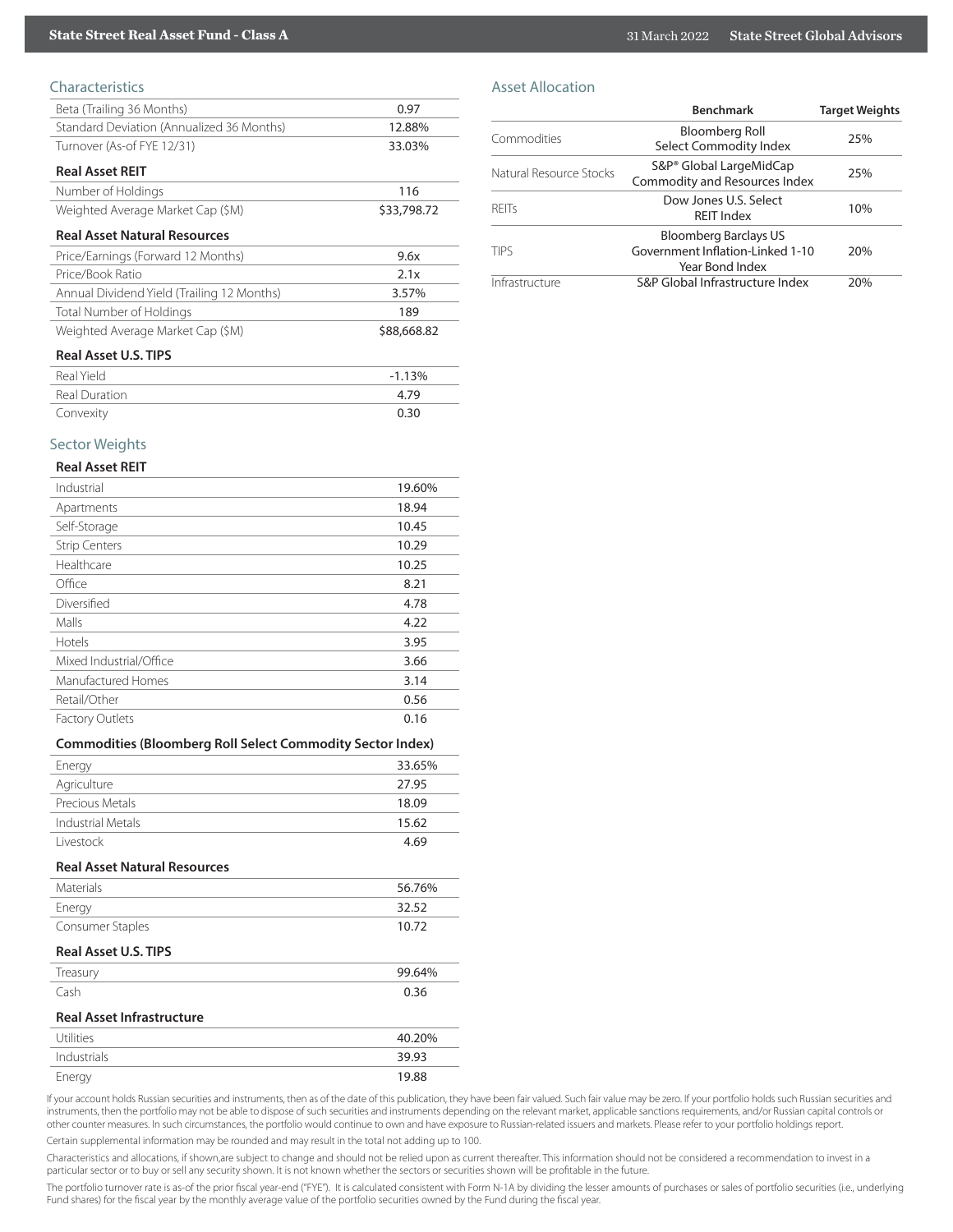## Characteristics

| | |
|---|---|
| Beta (Trailing 36 Months) | 0.97 |
| Standard Deviation (Annualized 36 Months) | 12.88% |
| Turnover (As-of FYE 12/31) | 33.03% |

**Real Asset REIT**

| | |
|---|---|
| Number of Holdings | 116 |
| Weighted Average Market Cap ($M) | $33,798.72 |

**Real Asset Natural Resources**

| | |
|---|---|
| Price/Earnings (Forward 12 Months) | 9.6x |
| Price/Book Ratio | 2.1x |
| Annual Dividend Yield (Trailing 12 Months) | 3.57% |
| Total Number of Holdings | 189 |
| Weighted Average Market Cap ($M) | $88,668.82 |

**Real Asset U.S. TIPS**

| | |
|---|---|
| Real Yield | -1.13% |
| Real Duration | 4.79 |
| Convexity | 0.30 |

## Sector Weights

**Real Asset REIT**

| | |
|---|---|
| Industrial | 19.60% |
| Apartments | 18.94 |
| Self-Storage | 10.45 |
| Strip Centers | 10.29 |
| Healthcare | 10.25 |
| Office | 8.21 |
| Diversified | 4.78 |
| Malls | 4.22 |
| Hotels | 3.95 |
| Mixed Industrial/Office | 3.66 |
| Manufactured Homes | 3.14 |
| Retail/Other | 0.56 |
| Factory Outlets | 0.16 |

**Commodities (Bloomberg Roll Select Commodity Sector Index)**

| | |
|---|---|
| Energy | 33.65% |
| Agriculture | 27.95 |
| Precious Metals | 18.09 |
| Industrial Metals | 15.62 |
| Livestock | 4.69 |

**Real Asset Natural Resources**

| | |
|---|---|
| Materials | 56.76% |
| Energy | 32.52 |
| Consumer Staples | 10.72 |

**Real Asset U.S. TIPS**

| | |
|---|---|
| Treasury | 99.64% |
| Cash | 0.36 |

**Real Asset Infrastructure**

| | |
|---|---|
| Utilities | 40.20% |
| Industrials | 39.93 |
| Energy | 19.88 |

## Asset Allocation

| | Benchmark | Target Weights |
|---|---|---|
| Commodities | Bloomberg Roll Select Commodity Index | 25% |
| Natural Resource Stocks | S&P® Global LargeMidCap Commodity and Resources Index | 25% |
| REITs | Dow Jones U.S. Select REIT Index | 10% |
| TIPS | Bloomberg Barclays US Government Inflation-Linked 1-10 Year Bond Index | 20% |
| Infrastructure | S&P Global Infrastructure Index | 20% |

If your account holds Russian securities and instruments, then as of the date of this publication, they have been fair valued. Such fair value may be zero. If your portfolio holds such Russian securities and instruments, then the portfolio may not be able to dispose of such securities and instruments depending on the relevant market, applicable sanctions requirements, and/or Russian capital controls or other counter measures. In such circumstances, the portfolio would continue to own and have exposure to Russian-related issuers and markets. Please refer to your portfolio holdings report.

Certain supplemental information may be rounded and may result in the total not adding up to 100.

Characteristics and allocations, if shown,are subject to change and should not be relied upon as current thereafter. This information should not be considered a recommendation to invest in a particular sector or to buy or sell any security shown. It is not known whether the sectors or securities shown will be profitable in the future.

The portfolio turnover rate is as-of the prior fiscal year-end ("FYE"). It is calculated consistent with Form N-1A by dividing the lesser amounts of purchases or sales of portfolio securities (i.e., underlying Fund shares) for the fiscal year by the monthly average value of the portfolio securities owned by the Fund during the fiscal year.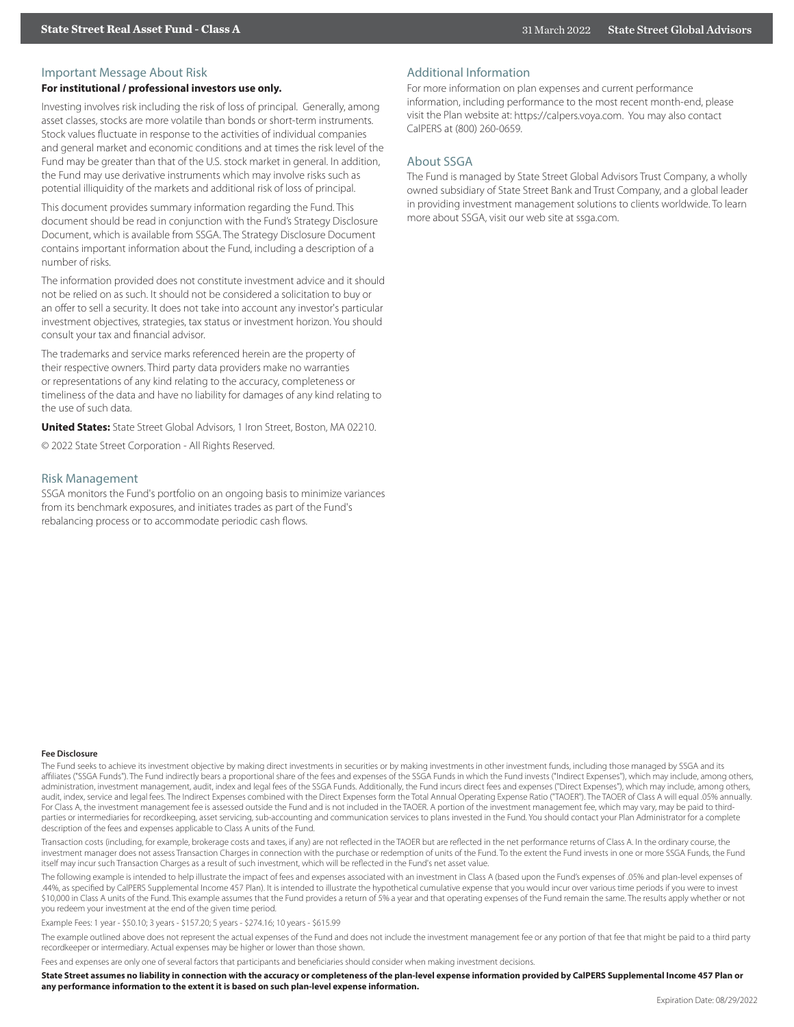## Important Message About Risk

**For institutional / professional investors use only.**

Investing involves risk including the risk of loss of principal. Generally, among asset classes, stocks are more volatile than bonds or short-term instruments. Stock values fluctuate in response to the activities of individual companies and general market and economic conditions and at times the risk level of the Fund may be greater than that of the U.S. stock market in general. In addition, the Fund may use derivative instruments which may involve risks such as potential illiquidity of the markets and additional risk of loss of principal.

This document provides summary information regarding the Fund. This document should be read in conjunction with the Fund's Strategy Disclosure Document, which is available from SSGA. The Strategy Disclosure Document contains important information about the Fund, including a description of a number of risks.

The information provided does not constitute investment advice and it should not be relied on as such. It should not be considered a solicitation to buy or an offer to sell a security. It does not take into account any investor's particular investment objectives, strategies, tax status or investment horizon. You should consult your tax and financial advisor.

The trademarks and service marks referenced herein are the property of their respective owners. Third party data providers make no warranties or representations of any kind relating to the accuracy, completeness or timeliness of the data and have no liability for damages of any kind relating to the use of such data.

**United States:** State Street Global Advisors, 1 Iron Street, Boston, MA 02210.

© 2022 State Street Corporation - All Rights Reserved.

## Risk Management

SSGA monitors the Fund's portfolio on an ongoing basis to minimize variances from its benchmark exposures, and initiates trades as part of the Fund's rebalancing process or to accommodate periodic cash flows.

## Additional Information

For more information on plan expenses and current performance information, including performance to the most recent month-end, please visit the Plan website at: https://calpers.voya.com. You may also contact CalPERS at (800) 260-0659.

## About SSGA

The Fund is managed by State Street Global Advisors Trust Company, a wholly owned subsidiary of State Street Bank and Trust Company, and a global leader in providing investment management solutions to clients worldwide. To learn more about SSGA, visit our web site at ssga.com.

**Fee Disclosure**

The Fund seeks to achieve its investment objective by making direct investments in securities or by making investments in other investment funds, including those managed by SSGA and its affiliates ("SSGA Funds"). The Fund indirectly bears a proportional share of the fees and expenses of the SSGA Funds in which the Fund invests ("Indirect Expenses"), which may include, among others, administration, investment management, audit, index and legal fees of the SSGA Funds. Additionally, the Fund incurs direct fees and expenses ("Direct Expenses"), which may include, among others, audit, index, service and legal fees. The Indirect Expenses combined with the Direct Expenses form the Total Annual Operating Expense Ratio ("TAOER"). The TAOER of Class A will equal .05% annually. For Class A, the investment management fee is assessed outside the Fund and is not included in the TAOER. A portion of the investment management fee, which may vary, may be paid to third-parties or intermediaries for recordkeeping, asset servicing, sub-accounting and communication services to plans invested in the Fund. You should contact your Plan Administrator for a complete description of the fees and expenses applicable to Class A units of the Fund.

Transaction costs (including, for example, brokerage costs and taxes, if any) are not reflected in the TAOER but are reflected in the net performance returns of Class A. In the ordinary course, the investment manager does not assess Transaction Charges in connection with the purchase or redemption of units of the Fund. To the extent the Fund invests in one or more SSGA Funds, the Fund itself may incur such Transaction Charges as a result of such investment, which will be reflected in the Fund's net asset value.

The following example is intended to help illustrate the impact of fees and expenses associated with an investment in Class A (based upon the Fund's expenses of .05% and plan-level expenses of .44%, as specified by CalPERS Supplemental Income 457 Plan). It is intended to illustrate the hypothetical cumulative expense that you would incur over various time periods if you were to invest $10,000 in Class A units of the Fund. This example assumes that the Fund provides a return of 5% a year and that operating expenses of the Fund remain the same. The results apply whether or not you redeem your investment at the end of the given time period.

Example Fees: 1 year - $50.10; 3 years - $157.20; 5 years - $274.16; 10 years - $615.99

The example outlined above does not represent the actual expenses of the Fund and does not include the investment management fee or any portion of that fee that might be paid to a third party recordkeeper or intermediary. Actual expenses may be higher or lower than those shown.

Fees and expenses are only one of several factors that participants and beneficiaries should consider when making investment decisions.

**State Street assumes no liability in connection with the accuracy or completeness of the plan-level expense information provided by CalPERS Supplemental Income 457 Plan or any performance information to the extent it is based on such plan-level expense information.**

Expiration Date: 08/29/2022